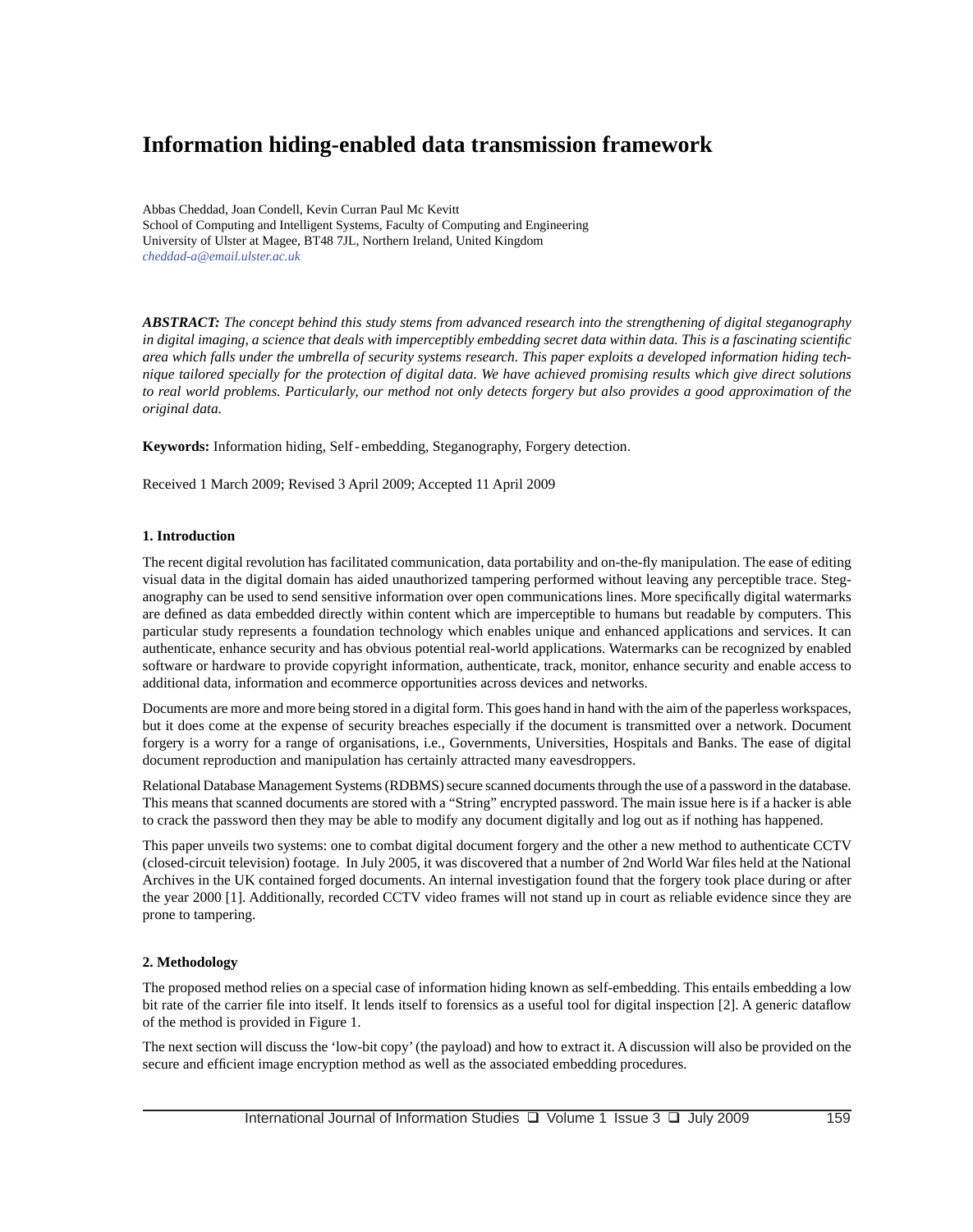# Information hiding-enabled data transmission framework

Abbas Cheddad, Joan Condell, Kevin Curran Paul Mc Kevitt
School of Computing and Intelligent Systems, Faculty of Computing and Engineering
University of Ulster at Magee, BT48 7JL, Northern Ireland, United Kingdom
*cheddad-a@email.ulster.ac.uk*

***ABSTRACT:*** *The concept behind this study stems from advanced research into the strengthening of digital steganography in digital imaging, a science that deals with imperceptibly embedding secret data within data. This is a fascinating scientific area which falls under the umbrella of security systems research. This paper exploits a developed information hiding technique tailored specially for the protection of digital data. We have achieved promising results which give direct solutions to real world problems. Particularly, our method not only detects forgery but also provides a good approximation of the original data.*

**Keywords:** Information hiding, Self-embedding, Steganography, Forgery detection.

Received 1 March 2009; Revised 3 April 2009; Accepted 11 April 2009

## 1. Introduction

The recent digital revolution has facilitated communication, data portability and on-the-fly manipulation. The ease of editing visual data in the digital domain has aided unauthorized tampering performed without leaving any perceptible trace. Steganography can be used to send sensitive information over open communications lines. More specifically digital watermarks are defined as data embedded directly within content which are imperceptible to humans but readable by computers. This particular study represents a foundation technology which enables unique and enhanced applications and services. It can authenticate, enhance security and has obvious potential real-world applications. Watermarks can be recognized by enabled software or hardware to provide copyright information, authenticate, track, monitor, enhance security and enable access to additional data, information and ecommerce opportunities across devices and networks.

Documents are more and more being stored in a digital form. This goes hand in hand with the aim of the paperless workspaces, but it does come at the expense of security breaches especially if the document is transmitted over a network. Document forgery is a worry for a range of organisations, i.e., Governments, Universities, Hospitals and Banks. The ease of digital document reproduction and manipulation has certainly attracted many eavesdroppers.

Relational Database Management Systems (RDBMS) secure scanned documents through the use of a password in the database. This means that scanned documents are stored with a "String" encrypted password. The main issue here is if a hacker is able to crack the password then they may be able to modify any document digitally and log out as if nothing has happened.

This paper unveils two systems: one to combat digital document forgery and the other a new method to authenticate CCTV (closed-circuit television) footage. In July 2005, it was discovered that a number of 2nd World War files held at the National Archives in the UK contained forged documents. An internal investigation found that the forgery took place during or after the year 2000 [1]. Additionally, recorded CCTV video frames will not stand up in court as reliable evidence since they are prone to tampering.

## 2. Methodology

The proposed method relies on a special case of information hiding known as self-embedding. This entails embedding a low bit rate of the carrier file into itself. It lends itself to forensics as a useful tool for digital inspection [2]. A generic dataflow of the method is provided in Figure 1.

The next section will discuss the 'low-bit copy' (the payload) and how to extract it. A discussion will also be provided on the secure and efficient image encryption method as well as the associated embedding procedures.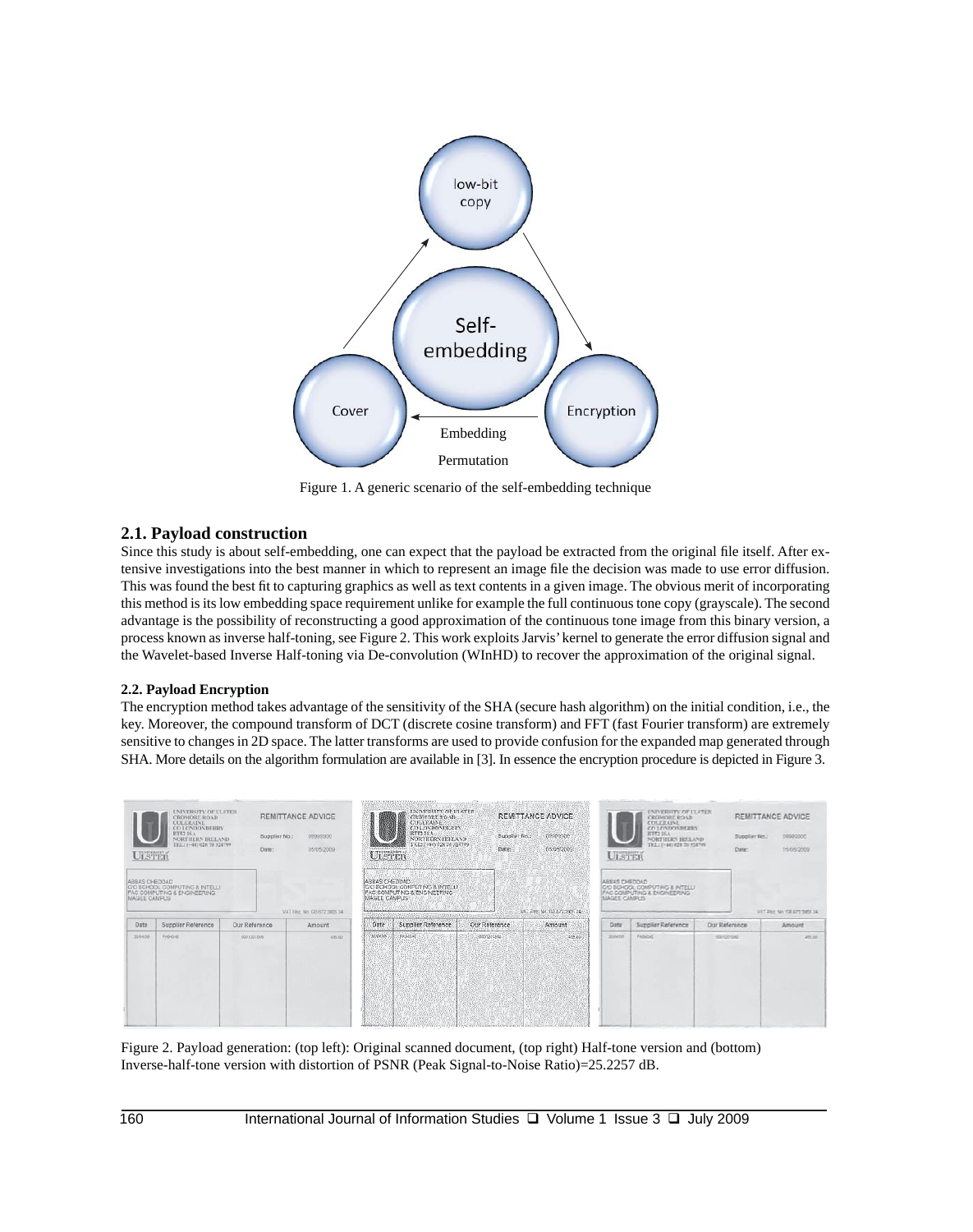Figure 1. A generic scenario of the self-embedding technique

## 2.1. Payload construction

Since this study is about self-embedding, one can expect that the payload be extracted from the original file itself. After extensive investigations into the best manner in which to represent an image file the decision was made to use error diffusion. This was found the best fit to capturing graphics as well as text contents in a given image. The obvious merit of incorporating this method is its low embedding space requirement unlike for example the full continuous tone copy (grayscale). The second advantage is the possibility of reconstructing a good approximation of the continuous tone image from this binary version, a process known as inverse half-toning, see Figure 2. This work exploits Jarvis' kernel to generate the error diffusion signal and the Wavelet-based Inverse Half-toning via De-convolution (WInHD) to recover the approximation of the original signal.

### 2.2. Payload Encryption

The encryption method takes advantage of the sensitivity of the SHA (secure hash algorithm) on the initial condition, i.e., the key. Moreover, the compound transform of DCT (discrete cosine transform) and FFT (fast Fourier transform) are extremely sensitive to changes in 2D space. The latter transforms are used to provide confusion for the expanded map generated through SHA. More details on the algorithm formulation are available in [3]. In essence the encryption procedure is depicted in Figure 3.

Figure 2. Payload generation: (top left): Original scanned document, (top right) Half-tone version and (bottom) Inverse-half-tone version with distortion of PSNR (Peak Signal-to-Noise Ratio)=25.2257 dB.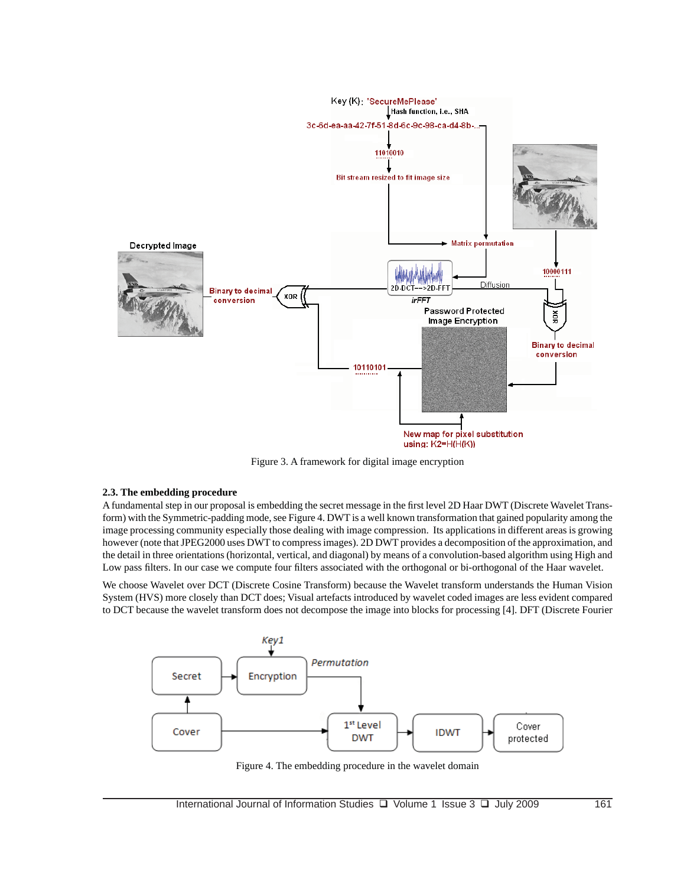Figure 3. A framework for digital image encryption

### 2.3. The embedding procedure

A fundamental step in our proposal is embedding the secret message in the first level 2D Haar DWT (Discrete Wavelet Transform) with the Symmetric-padding mode, see Figure 4. DWT is a well known transformation that gained popularity among the image processing community especially those dealing with image compression. Its applications in different areas is growing however (note that JPEG2000 uses DWT to compress images). 2D DWT provides a decomposition of the approximation, and the detail in three orientations (horizontal, vertical, and diagonal) by means of a convolution-based algorithm using High and Low pass filters. In our case we compute four filters associated with the orthogonal or bi-orthogonal of the Haar wavelet.

We choose Wavelet over DCT (Discrete Cosine Transform) because the Wavelet transform understands the Human Vision System (HVS) more closely than DCT does; Visual artefacts introduced by wavelet coded images are less evident compared to DCT because the wavelet transform does not decompose the image into blocks for processing [4]. DFT (Discrete Fourier

Figure 4. The embedding procedure in the wavelet domain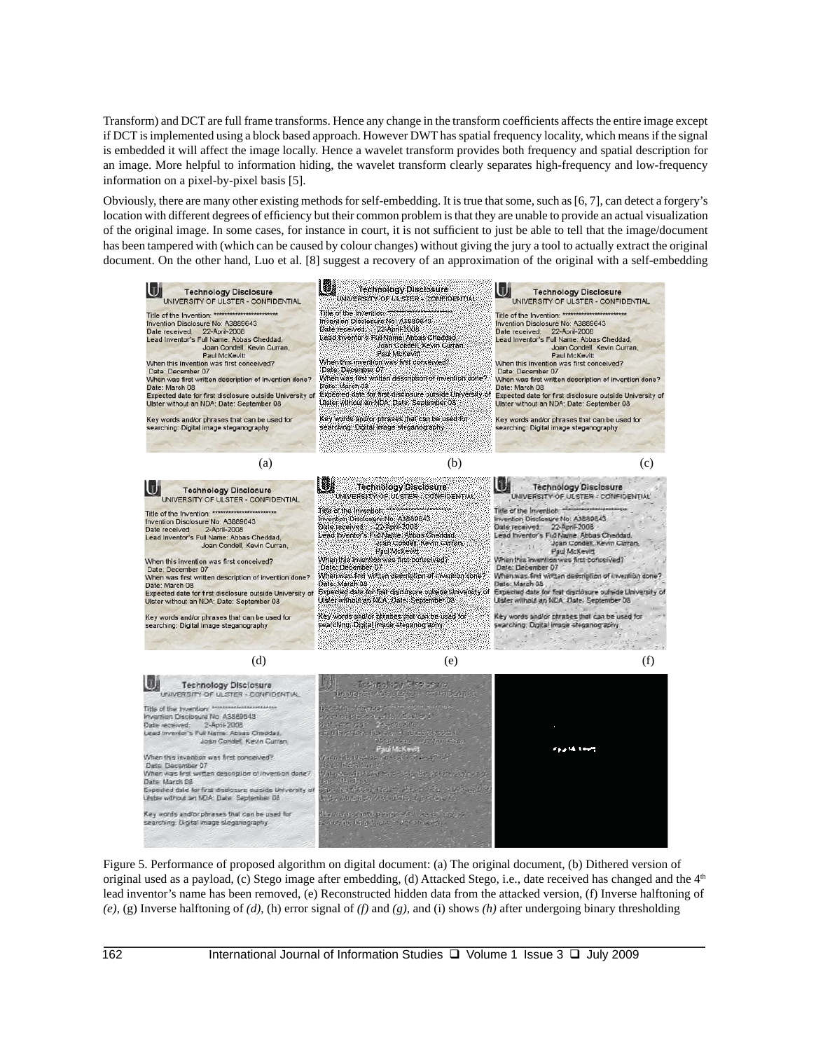Transform) and DCT are full frame transforms. Hence any change in the transform coefficients affects the entire image except if DCT is implemented using a block based approach. However DWT has spatial frequency locality, which means if the signal is embedded it will affect the image locally. Hence a wavelet transform provides both frequency and spatial description for an image. More helpful to information hiding, the wavelet transform clearly separates high-frequency and low-frequency information on a pixel-by-pixel basis [5].

Obviously, there are many other existing methods for self-embedding. It is true that some, such as [6, 7], can detect a forgery's location with different degrees of efficiency but their common problem is that they are unable to provide an actual visualization of the original image. In some cases, for instance in court, it is not sufficient to just be able to tell that the image/document has been tampered with (which can be caused by colour changes) without giving the jury a tool to actually extract the original document. On the other hand, Luo et al. [8] suggest a recovery of an approximation of the original with a self-embedding

Figure 5. Performance of proposed algorithm on digital document: (a) The original document, (b) Dithered version of original used as a payload, (c) Stego image after embedding, (d) Attacked Stego, i.e., date received has changed and the 4th lead inventor's name has been removed, (e) Reconstructed hidden data from the attacked version, (f) Inverse halftoning of *(e)*, (g) Inverse halftoning of *(d)*, (h) error signal of *(f)* and *(g)*, and (i) shows *(h)* after undergoing binary thresholding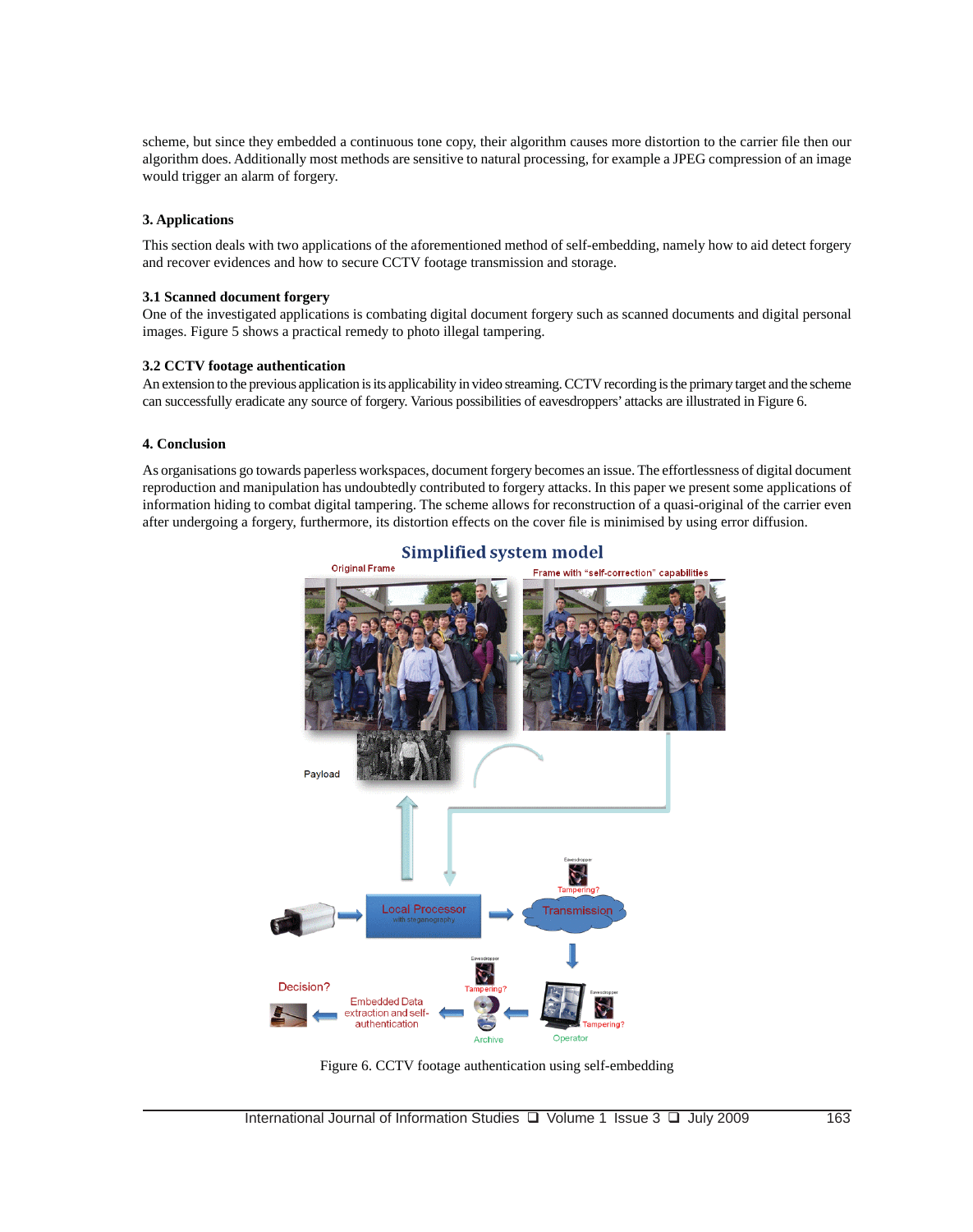scheme, but since they embedded a continuous tone copy, their algorithm causes more distortion to the carrier file then our algorithm does. Additionally most methods are sensitive to natural processing, for example a JPEG compression of an image would trigger an alarm of forgery.

## 3. Applications

This section deals with two applications of the aforementioned method of self-embedding, namely how to aid detect forgery and recover evidences and how to secure CCTV footage transmission and storage.

### 3.1 Scanned document forgery

One of the investigated applications is combating digital document forgery such as scanned documents and digital personal images. Figure 5 shows a practical remedy to photo illegal tampering.

### 3.2 CCTV footage authentication

An extension to the previous application is its applicability in video streaming. CCTV recording is the primary target and the scheme can successfully eradicate any source of forgery. Various possibilities of eavesdroppers' attacks are illustrated in Figure 6.

## 4. Conclusion

As organisations go towards paperless workspaces, document forgery becomes an issue. The effortlessness of digital document reproduction and manipulation has undoubtedly contributed to forgery attacks. In this paper we present some applications of information hiding to combat digital tampering. The scheme allows for reconstruction of a quasi-original of the carrier even after undergoing a forgery, furthermore, its distortion effects on the cover file is minimised by using error diffusion.

Figure 6. CCTV footage authentication using self-embedding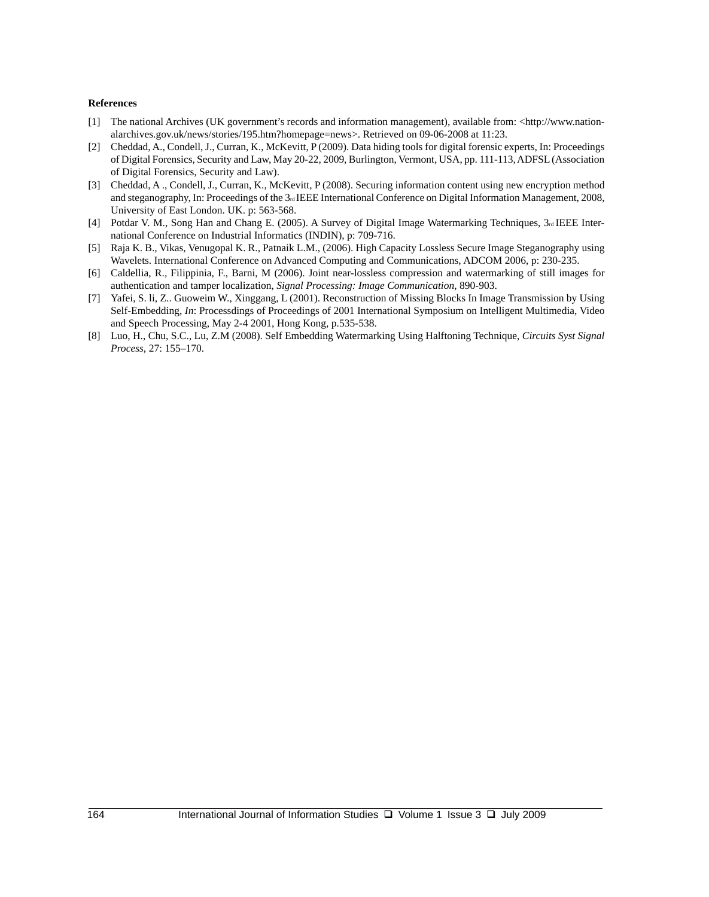**References**

[1] The national Archives (UK government's records and information management), available from: <http://www.nationalarchives.gov.uk/news/stories/195.htm?homepage=news>. Retrieved on 09-06-2008 at 11:23.

[2] Cheddad, A., Condell, J., Curran, K., McKevitt, P (2009). Data hiding tools for digital forensic experts, In: Proceedings of Digital Forensics, Security and Law, May 20-22, 2009, Burlington, Vermont, USA, pp. 111-113, ADFSL (Association of Digital Forensics, Security and Law).

[3] Cheddad, A ., Condell, J., Curran, K., McKevitt, P (2008). Securing information content using new encryption method and steganography, In: Proceedings of the 3rd IEEE International Conference on Digital Information Management, 2008, University of East London. UK. p: 563-568.

[4] Potdar V. M., Song Han and Chang E. (2005). A Survey of Digital Image Watermarking Techniques, 3rd IEEE International Conference on Industrial Informatics (INDIN), p: 709-716.

[5] Raja K. B., Vikas, Venugopal K. R., Patnaik L.M., (2006). High Capacity Lossless Secure Image Steganography using Wavelets. International Conference on Advanced Computing and Communications, ADCOM 2006, p: 230-235.

[6] Caldellia, R., Filippinia, F., Barni, M (2006). Joint near-lossless compression and watermarking of still images for authentication and tamper localization, *Signal Processing: Image Communication*, 890-903.

[7] Yafei, S. li, Z.. Guoweim W., Xinggang, L (2001). Reconstruction of Missing Blocks In Image Transmission by Using Self-Embedding, *In*: Processdings of Proceedings of 2001 International Symposium on Intelligent Multimedia, Video and Speech Processing, May 2-4 2001, Hong Kong, p.535-538.

[8] Luo, H., Chu, S.C., Lu, Z.M (2008). Self Embedding Watermarking Using Halftoning Technique, *Circuits Syst Signal Process*, 27: 155–170.